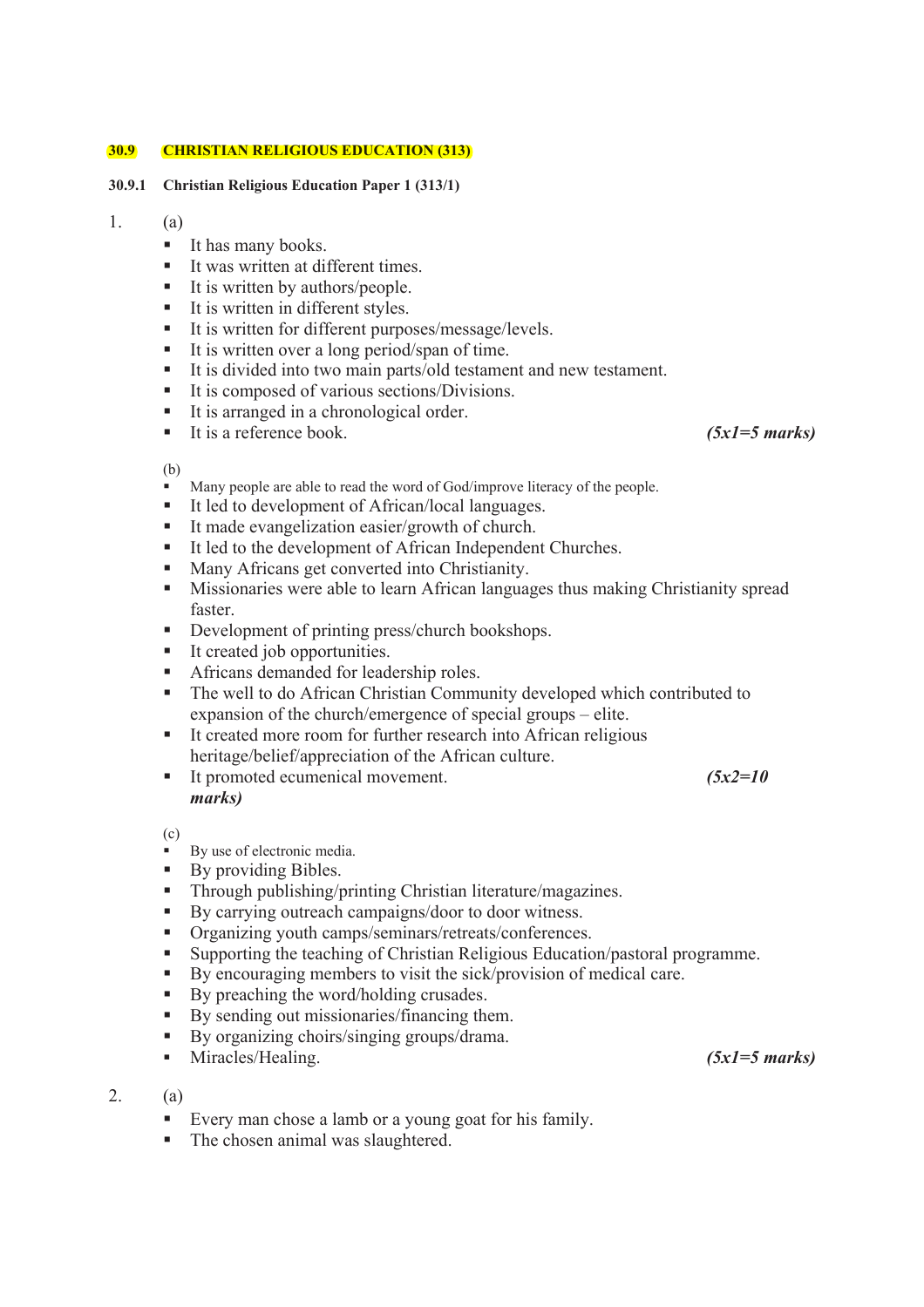## 30.9 CHRISTIAN RELIGIOUS EDUCATION (313)

### 30.9.1 Christian Religious Education Paper 1 (313/1)

1. (a)

- It has many books.
- It was written at different times.
- It is written by authors/people.
- It is written in different styles.
- It is written for different purposes/message/levels.
- It is written over a long period/span of time.
- It is divided into two main parts/old testament and new testament.
- It is composed of various sections/Divisions.
- It is arranged in a chronological order.
- It is a reference book. ***(5x1=5 marks)***

(b)

- Many people are able to read the word of God/improve literacy of the people.
- It led to development of African/local languages.
- It made evangelization easier/growth of church.
- It led to the development of African Independent Churches.
- Many Africans get converted into Christianity.
- Missionaries were able to learn African languages thus making Christianity spread faster.
- Development of printing press/church bookshops.
- It created job opportunities.
- Africans demanded for leadership roles.
- The well to do African Christian Community developed which contributed to expansion of the church/emergence of special groups – elite.
- It created more room for further research into African religious heritage/belief/appreciation of the African culture.
- It promoted ecumenical movement. ***(5x2=10 marks)***

(c)

- By use of electronic media.
- By providing Bibles.
- Through publishing/printing Christian literature/magazines.
- By carrying outreach campaigns/door to door witness.
- Organizing youth camps/seminars/retreats/conferences.
- Supporting the teaching of Christian Religious Education/pastoral programme.
- By encouraging members to visit the sick/provision of medical care.
- By preaching the word/holding crusades.
- By sending out missionaries/financing them.
- By organizing choirs/singing groups/drama.
- Miracles/Healing. ***(5x1=5 marks)***

2. (a)

- Every man chose a lamb or a young goat for his family.
- The chosen animal was slaughtered.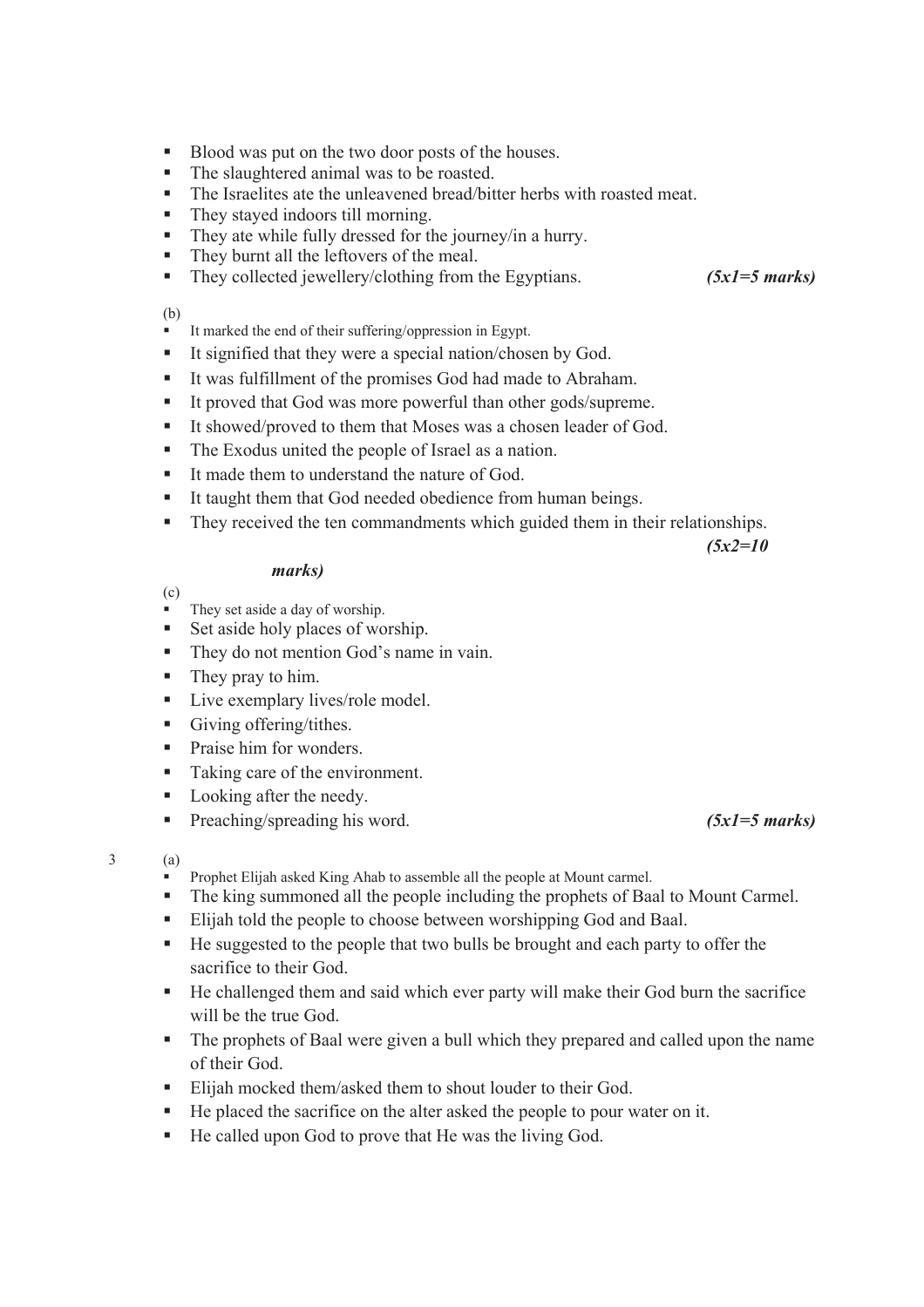- Blood was put on the two door posts of the houses.
- The slaughtered animal was to be roasted.
- The Israelites ate the unleavened bread/bitter herbs with roasted meat.
- They stayed indoors till morning.
- They ate while fully dressed for the journey/in a hurry.
- They burnt all the leftovers of the meal.
- They collected jewellery/clothing from the Egyptians. ***(5x1=5 marks)***

(b)

- It marked the end of their suffering/oppression in Egypt.
- It signified that they were a special nation/chosen by God.
- It was fulfillment of the promises God had made to Abraham.
- It proved that God was more powerful than other gods/supreme.
- It showed/proved to them that Moses was a chosen leader of God.
- The Exodus united the people of Israel as a nation.
- It made them to understand the nature of God.
- It taught them that God needed obedience from human beings.
- They received the ten commandments which guided them in their relationships. ***(5x2=10 marks)***

(c)

- They set aside a day of worship.
- Set aside holy places of worship.
- They do not mention God's name in vain.
- They pray to him.
- Live exemplary lives/role model.
- Giving offering/tithes.
- Praise him for wonders.
- Taking care of the environment.
- Looking after the needy.
- Preaching/spreading his word. ***(5x1=5 marks)***

3 (a)

- Prophet Elijah asked King Ahab to assemble all the people at Mount carmel.
- The king summoned all the people including the prophets of Baal to Mount Carmel.
- Elijah told the people to choose between worshipping God and Baal.
- He suggested to the people that two bulls be brought and each party to offer the sacrifice to their God.
- He challenged them and said which ever party will make their God burn the sacrifice will be the true God.
- The prophets of Baal were given a bull which they prepared and called upon the name of their God.
- Elijah mocked them/asked them to shout louder to their God.
- He placed the sacrifice on the alter asked the people to pour water on it.
- He called upon God to prove that He was the living God.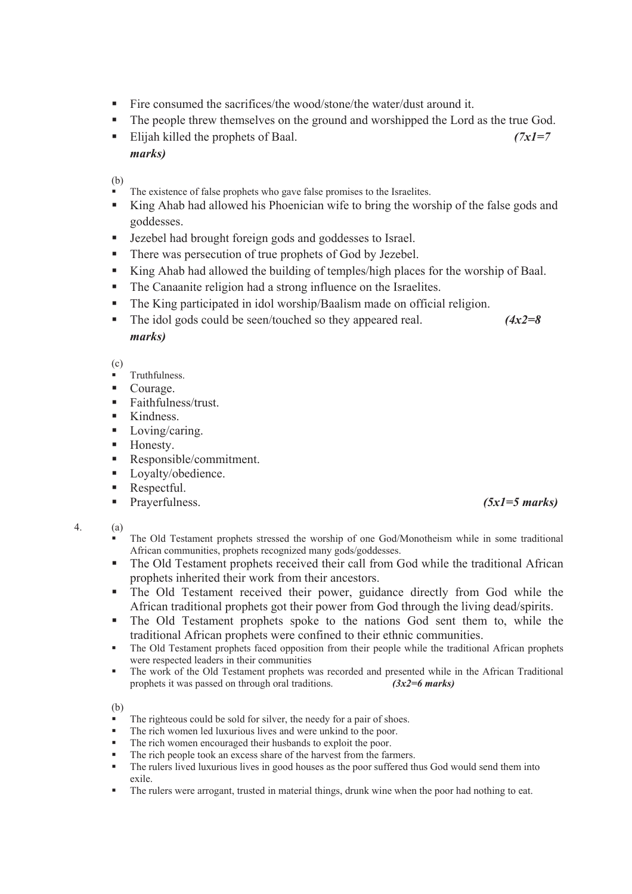- Fire consumed the sacrifices/the wood/stone/the water/dust around it.
- The people threw themselves on the ground and worshipped the Lord as the true God.
- Elijah killed the prophets of Baal. ***(7x1=7 marks)***

(b)
- The existence of false prophets who gave false promises to the Israelites.
- King Ahab had allowed his Phoenician wife to bring the worship of the false gods and goddesses.
- Jezebel had brought foreign gods and goddesses to Israel.
- There was persecution of true prophets of God by Jezebel.
- King Ahab had allowed the building of temples/high places for the worship of Baal.
- The Canaanite religion had a strong influence on the Israelites.
- The King participated in idol worship/Baalism made on official religion.
- The idol gods could be seen/touched so they appeared real. ***(4x2=8 marks)***

(c)
- Truthfulness.
- Courage.
- Faithfulness/trust.
- Kindness.
- Loving/caring.
- Honesty.
- Responsible/commitment.
- Loyalty/obedience.
- Respectful.
- Prayerfulness. ***(5x1=5 marks)***

4. (a)
- The Old Testament prophets stressed the worship of one God/Monotheism while in some traditional African communities, prophets recognized many gods/goddesses.
- The Old Testament prophets received their call from God while the traditional African prophets inherited their work from their ancestors.
- The Old Testament received their power, guidance directly from God while the African traditional prophets got their power from God through the living dead/spirits.
- The Old Testament prophets spoke to the nations God sent them to, while the traditional African prophets were confined to their ethnic communities.
- The Old Testament prophets faced opposition from their people while the traditional African prophets were respected leaders in their communities
- The work of the Old Testament prophets was recorded and presented while in the African Traditional prophets it was passed on through oral traditions. ***(3x2=6 marks)***

(b)
- The righteous could be sold for silver, the needy for a pair of shoes.
- The rich women led luxurious lives and were unkind to the poor.
- The rich women encouraged their husbands to exploit the poor.
- The rich people took an excess share of the harvest from the farmers.
- The rulers lived luxurious lives in good houses as the poor suffered thus God would send them into exile.
- The rulers were arrogant, trusted in material things, drunk wine when the poor had nothing to eat.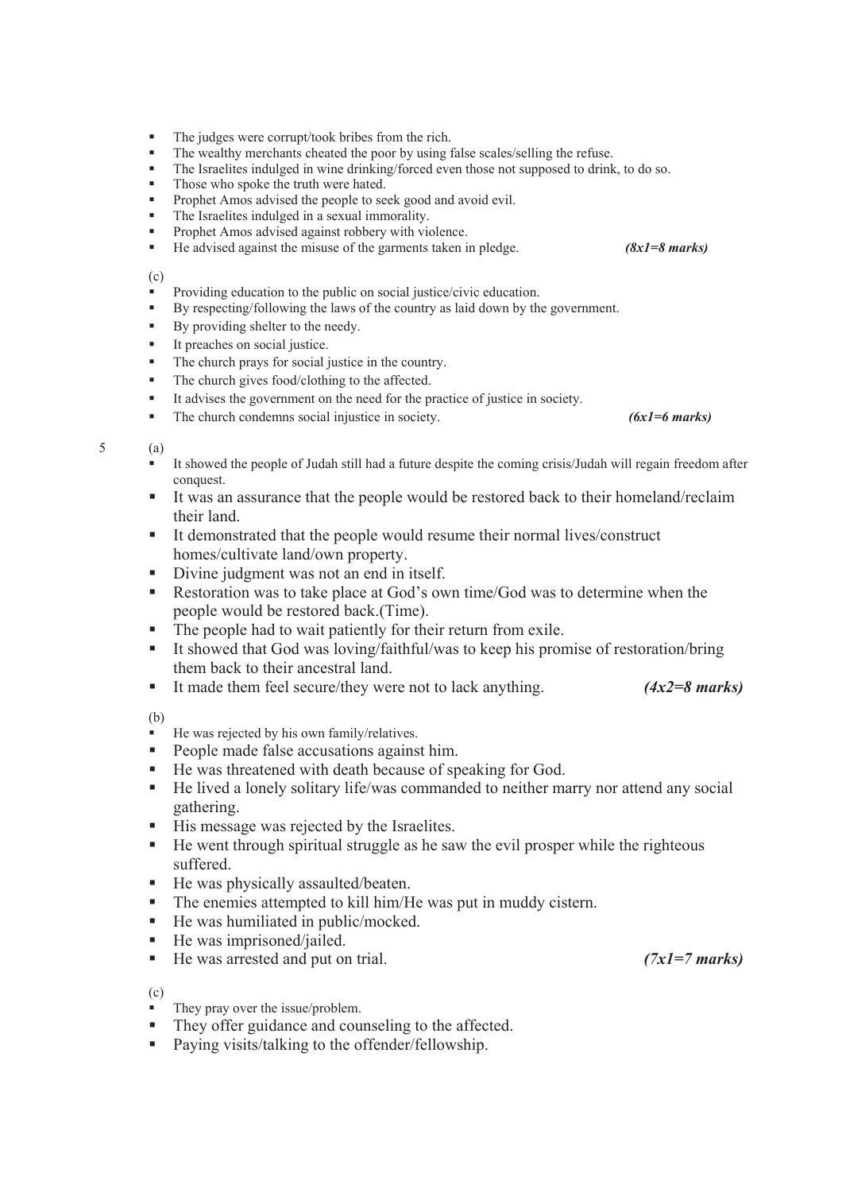- The judges were corrupt/took bribes from the rich.
- The wealthy merchants cheated the poor by using false scales/selling the refuse.
- The Israelites indulged in wine drinking/forced even those not supposed to drink, to do so.
- Those who spoke the truth were hated.
- Prophet Amos advised the people to seek good and avoid evil.
- The Israelites indulged in a sexual immorality.
- Prophet Amos advised against robbery with violence.
- He advised against the misuse of the garments taken in pledge. ***(8x1=8 marks)***

(c)

- Providing education to the public on social justice/civic education.
- By respecting/following the laws of the country as laid down by the government.
- By providing shelter to the needy.
- It preaches on social justice.
- The church prays for social justice in the country.
- The church gives food/clothing to the affected.
- It advises the government on the need for the practice of justice in society.
- The church condemns social injustice in society. ***(6x1=6 marks)***

5 (a)

- It showed the people of Judah still had a future despite the coming crisis/Judah will regain freedom after conquest.
- It was an assurance that the people would be restored back to their homeland/reclaim their land.
- It demonstrated that the people would resume their normal lives/construct homes/cultivate land/own property.
- Divine judgment was not an end in itself.
- Restoration was to take place at God's own time/God was to determine when the people would be restored back.(Time).
- The people had to wait patiently for their return from exile.
- It showed that God was loving/faithful/was to keep his promise of restoration/bring them back to their ancestral land.
- It made them feel secure/they were not to lack anything. ***(4x2=8 marks)***

(b)

- He was rejected by his own family/relatives.
- People made false accusations against him.
- He was threatened with death because of speaking for God.
- He lived a lonely solitary life/was commanded to neither marry nor attend any social gathering.
- His message was rejected by the Israelites.
- He went through spiritual struggle as he saw the evil prosper while the righteous suffered.
- He was physically assaulted/beaten.
- The enemies attempted to kill him/He was put in muddy cistern.
- He was humiliated in public/mocked.
- He was imprisoned/jailed.
- He was arrested and put on trial. ***(7x1=7 marks)***

(c)

- They pray over the issue/problem.
- They offer guidance and counseling to the affected.
- Paying visits/talking to the offender/fellowship.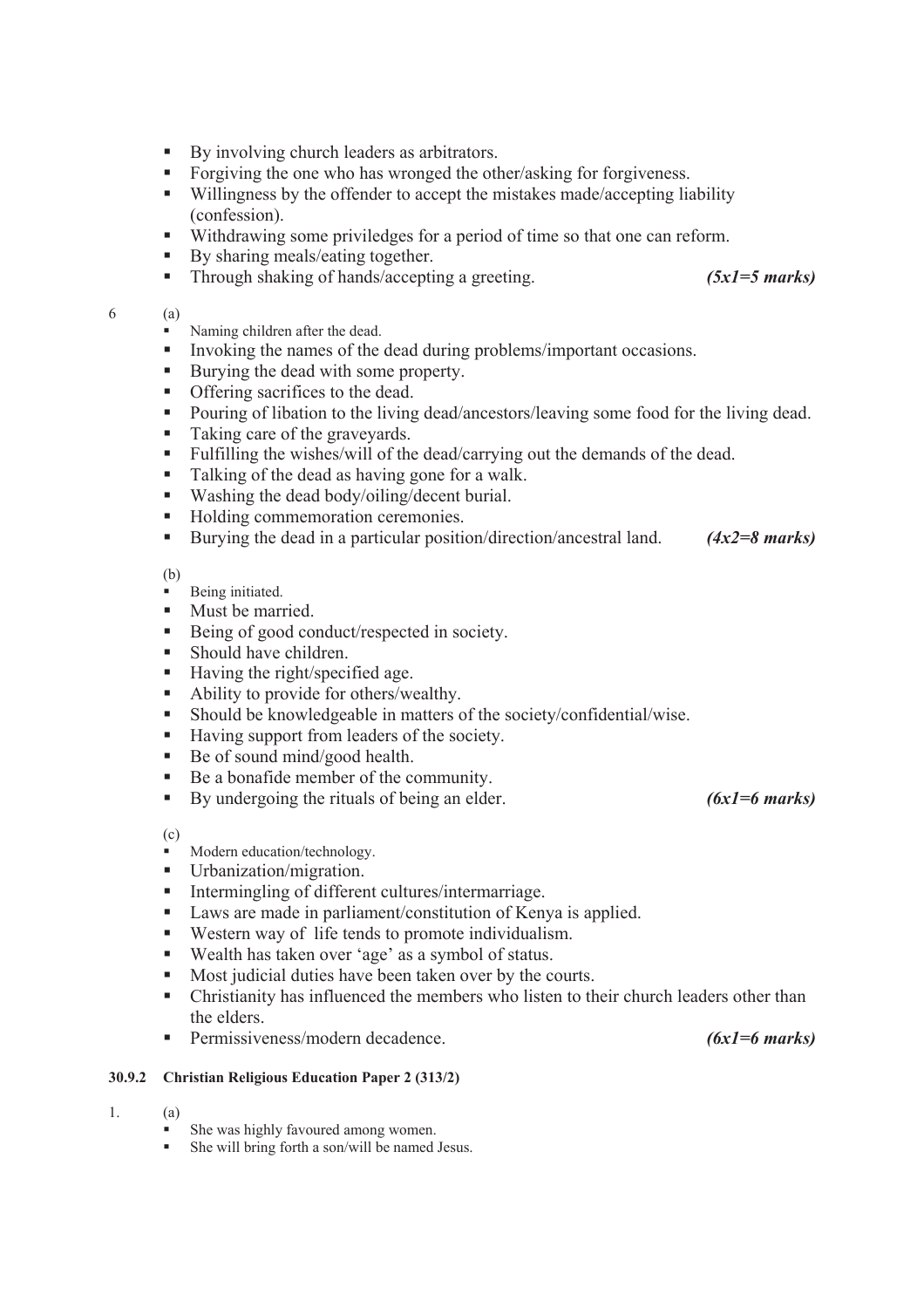- By involving church leaders as arbitrators.
- Forgiving the one who has wronged the other/asking for forgiveness.
- Willingness by the offender to accept the mistakes made/accepting liability (confession).
- Withdrawing some priviledges for a period of time so that one can reform.
- By sharing meals/eating together.
- Through shaking of hands/accepting a greeting. ***(5x1=5 marks)***

6 (a)

- Naming children after the dead.
- Invoking the names of the dead during problems/important occasions.
- Burying the dead with some property.
- Offering sacrifices to the dead.
- Pouring of libation to the living dead/ancestors/leaving some food for the living dead.
- Taking care of the graveyards.
- Fulfilling the wishes/will of the dead/carrying out the demands of the dead.
- Talking of the dead as having gone for a walk.
- Washing the dead body/oiling/decent burial.
- Holding commemoration ceremonies.
- Burying the dead in a particular position/direction/ancestral land. ***(4x2=8 marks)***

(b)

- Being initiated.
- Must be married.
- Being of good conduct/respected in society.
- Should have children.
- Having the right/specified age.
- Ability to provide for others/wealthy.
- Should be knowledgeable in matters of the society/confidential/wise.
- Having support from leaders of the society.
- Be of sound mind/good health.
- Be a bonafide member of the community.
- By undergoing the rituals of being an elder. ***(6x1=6 marks)***

(c)

- Modern education/technology.
- Urbanization/migration.
- Intermingling of different cultures/intermarriage.
- Laws are made in parliament/constitution of Kenya is applied.
- Western way of life tends to promote individualism.
- Wealth has taken over 'age' as a symbol of status.
- Most judicial duties have been taken over by the courts.
- Christianity has influenced the members who listen to their church leaders other than the elders.
- Permissiveness/modern decadence. ***(6x1=6 marks)***

### 30.9.2 Christian Religious Education Paper 2 (313/2)

1. (a)

- She was highly favoured among women.
- She will bring forth a son/will be named Jesus.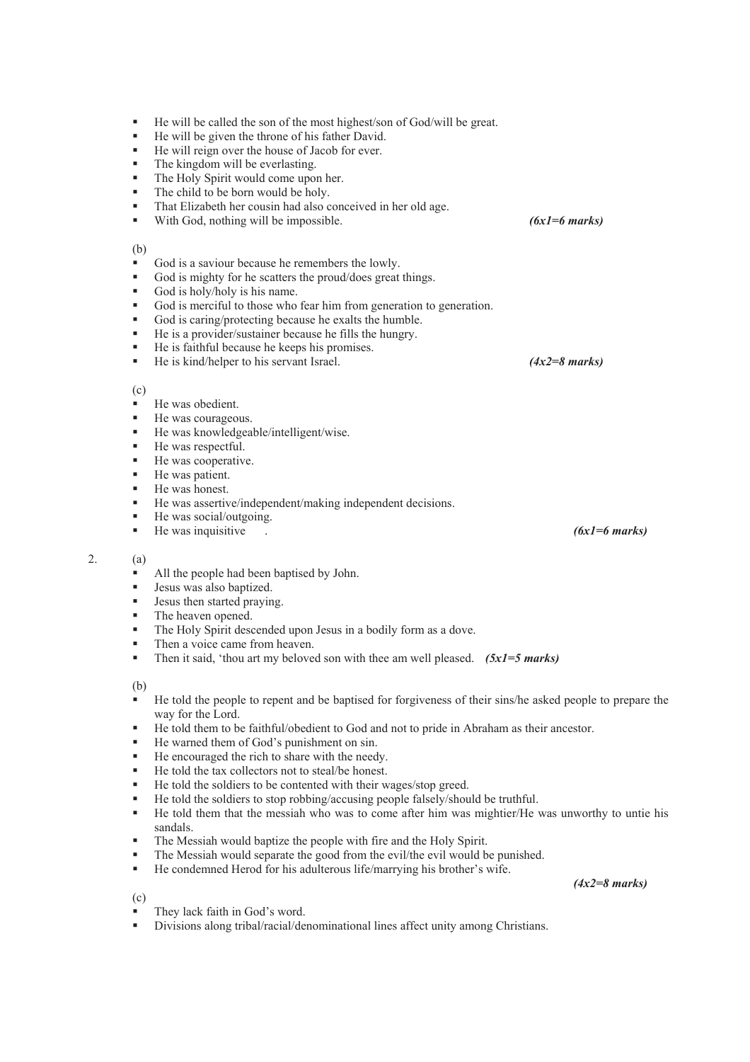- He will be called the son of the most highest/son of God/will be great.
- He will be given the throne of his father David.
- He will reign over the house of Jacob for ever.
- The kingdom will be everlasting.
- The Holy Spirit would come upon her.
- The child to be born would be holy.
- That Elizabeth her cousin had also conceived in her old age.
- With God, nothing will be impossible. ***(6x1=6 marks)***

(b)

- God is a saviour because he remembers the lowly.
- God is mighty for he scatters the proud/does great things.
- God is holy/holy is his name.
- God is merciful to those who fear him from generation to generation.
- God is caring/protecting because he exalts the humble.
- He is a provider/sustainer because he fills the hungry.
- He is faithful because he keeps his promises.
- He is kind/helper to his servant Israel. ***(4x2=8 marks)***

(c)

- He was obedient.
- He was courageous.
- He was knowledgeable/intelligent/wise.
- He was respectful.
- He was cooperative.
- He was patient.
- He was honest.
- He was assertive/independent/making independent decisions.
- He was social/outgoing.
- He was inquisitive . ***(6x1=6 marks)***

2. (a)

- All the people had been baptised by John.
- Jesus was also baptized.
- Jesus then started praying.
- The heaven opened.
- The Holy Spirit descended upon Jesus in a bodily form as a dove.
- Then a voice came from heaven.
- Then it said, 'thou art my beloved son with thee am well pleased. ***(5x1=5 marks)***

(b)

- He told the people to repent and be baptised for forgiveness of their sins/he asked people to prepare the way for the Lord.
- He told them to be faithful/obedient to God and not to pride in Abraham as their ancestor.
- He warned them of God's punishment on sin.
- He encouraged the rich to share with the needy.
- He told the tax collectors not to steal/be honest.
- He told the soldiers to be contented with their wages/stop greed.
- He told the soldiers to stop robbing/accusing people falsely/should be truthful.
- He told them that the messiah who was to come after him was mightier/He was unworthy to untie his sandals.
- The Messiah would baptize the people with fire and the Holy Spirit.
- The Messiah would separate the good from the evil/the evil would be punished.
- He condemned Herod for his adulterous life/marrying his brother's wife.

***(4x2=8 marks)***

(c)

- They lack faith in God's word.
- Divisions along tribal/racial/denominational lines affect unity among Christians.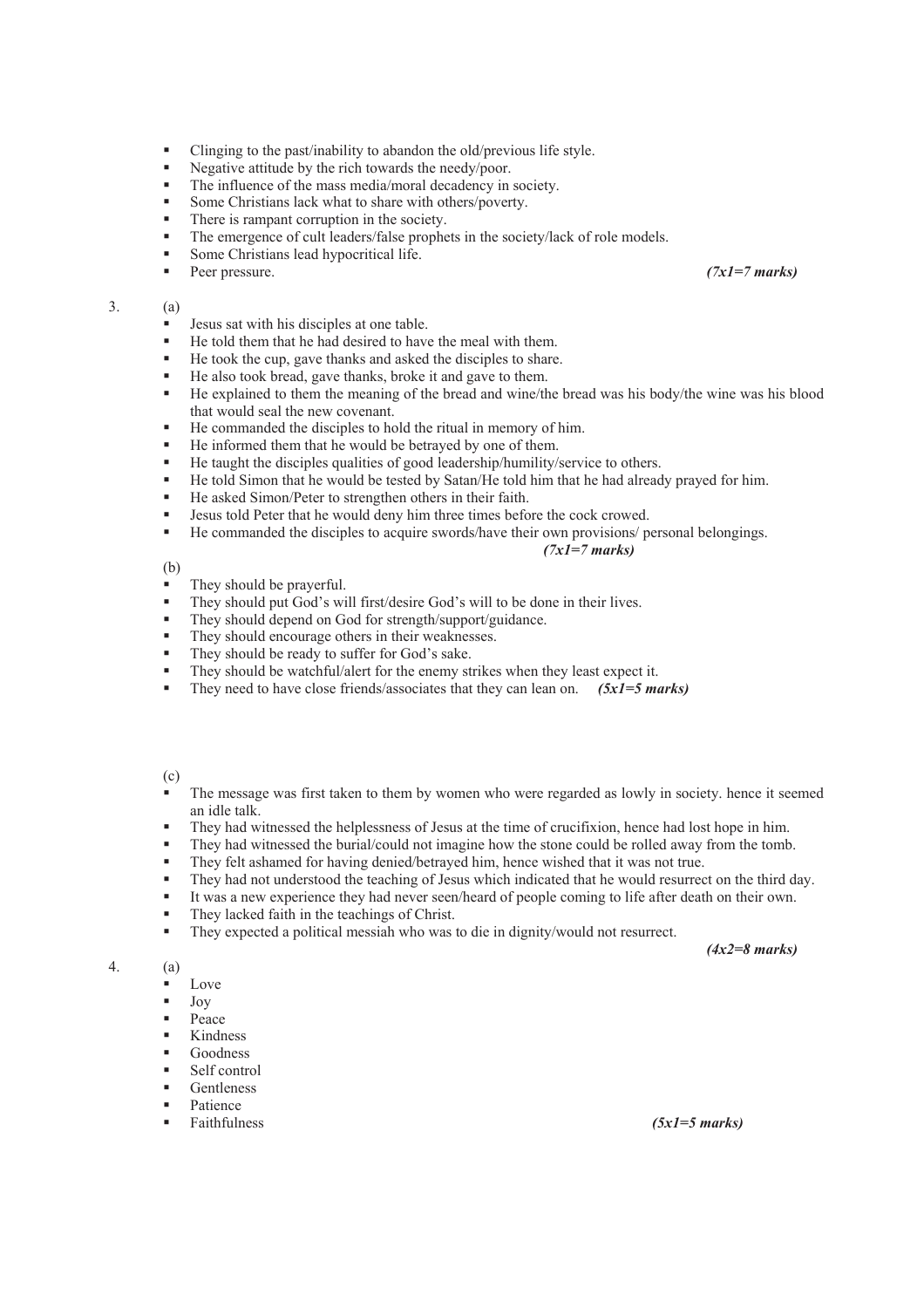- Clinging to the past/inability to abandon the old/previous life style.
- Negative attitude by the rich towards the needy/poor.
- The influence of the mass media/moral decadency in society.
- Some Christians lack what to share with others/poverty.
- There is rampant corruption in the society.
- The emergence of cult leaders/false prophets in the society/lack of role models.
- Some Christians lead hypocritical life.
- Peer pressure. ***(7x1=7 marks)***

3. (a)
   - Jesus sat with his disciples at one table.
   - He told them that he had desired to have the meal with them.
   - He took the cup, gave thanks and asked the disciples to share.
   - He also took bread, gave thanks, broke it and gave to them.
   - He explained to them the meaning of the bread and wine/the bread was his body/the wine was his blood that would seal the new covenant.
   - He commanded the disciples to hold the ritual in memory of him.
   - He informed them that he would be betrayed by one of them.
   - He taught the disciples qualities of good leadership/humility/service to others.
   - He told Simon that he would be tested by Satan/He told him that he had already prayed for him.
   - He asked Simon/Peter to strengthen others in their faith.
   - Jesus told Peter that he would deny him three times before the cock crowed.
   - He commanded the disciples to acquire swords/have their own provisions/ personal belongings.

   ***(7x1=7 marks)***

   (b)
   - They should be prayerful.
   - They should put God's will first/desire God's will to be done in their lives.
   - They should depend on God for strength/support/guidance.
   - They should encourage others in their weaknesses.
   - They should be ready to suffer for God's sake.
   - They should be watchful/alert for the enemy strikes when they least expect it.
   - They need to have close friends/associates that they can lean on. ***(5x1=5 marks)***

   (c)
   - The message was first taken to them by women who were regarded as lowly in society. hence it seemed an idle talk.
   - They had witnessed the helplessness of Jesus at the time of crucifixion, hence had lost hope in him.
   - They had witnessed the burial/could not imagine how the stone could be rolled away from the tomb.
   - They felt ashamed for having denied/betrayed him, hence wished that it was not true.
   - They had not understood the teaching of Jesus which indicated that he would resurrect on the third day.
   - It was a new experience they had never seen/heard of people coming to life after death on their own.
   - They lacked faith in the teachings of Christ.
   - They expected a political messiah who was to die in dignity/would not resurrect.

   ***(4x2=8 marks)***

4. (a)
   - Love
   - Joy
   - Peace
   - Kindness
   - Goodness
   - Self control
   - Gentleness
   - Patience
   - Faithfulness ***(5x1=5 marks)***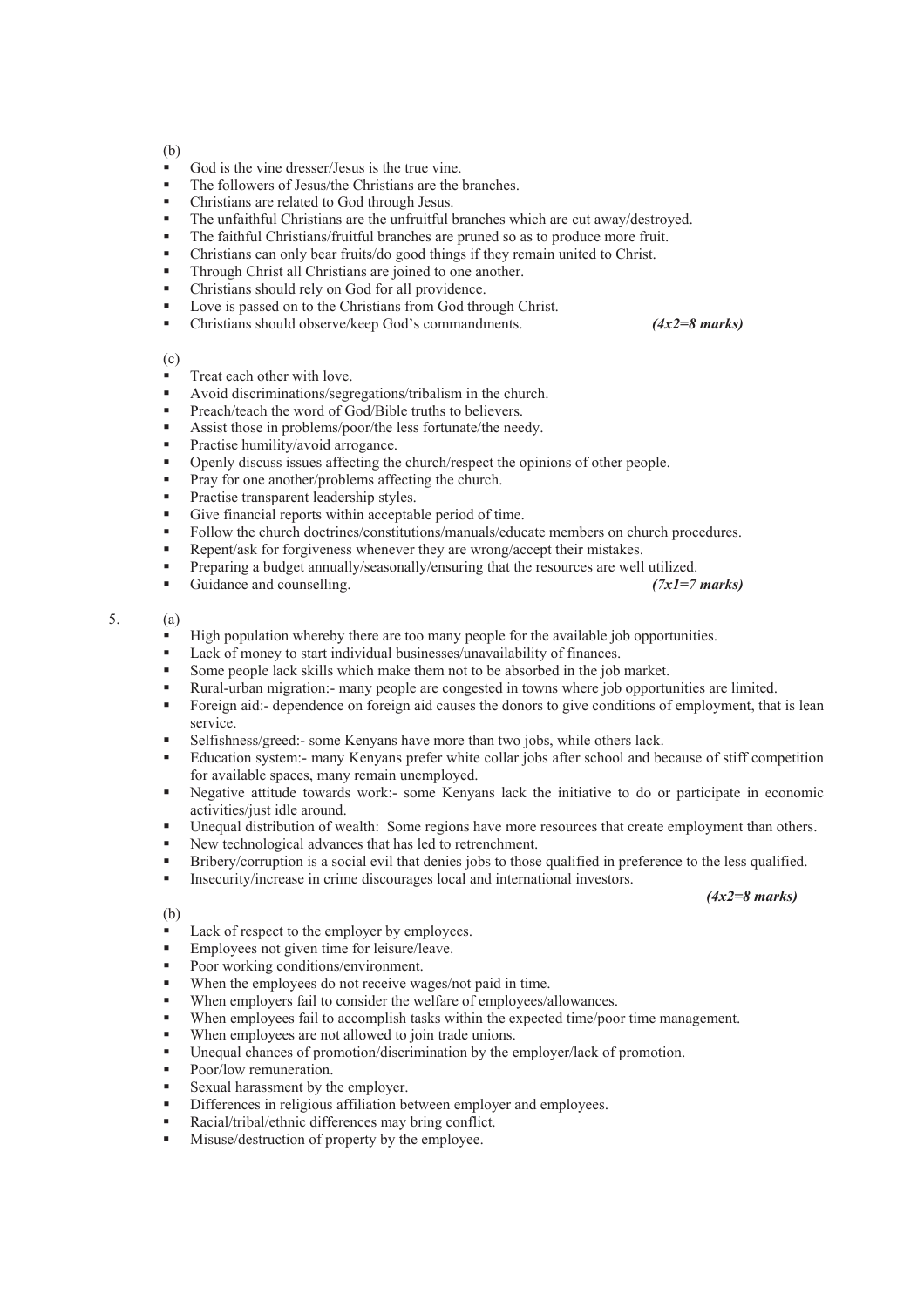(b)

- God is the vine dresser/Jesus is the true vine.
- The followers of Jesus/the Christians are the branches.
- Christians are related to God through Jesus.
- The unfaithful Christians are the unfruitful branches which are cut away/destroyed.
- The faithful Christians/fruitful branches are pruned so as to produce more fruit.
- Christians can only bear fruits/do good things if they remain united to Christ.
- Through Christ all Christians are joined to one another.
- Christians should rely on God for all providence.
- Love is passed on to the Christians from God through Christ.
- Christians should observe/keep God's commandments. ***(4x2=8 marks)***

(c)

- Treat each other with love.
- Avoid discriminations/segregations/tribalism in the church.
- Preach/teach the word of God/Bible truths to believers.
- Assist those in problems/poor/the less fortunate/the needy.
- Practise humility/avoid arrogance.
- Openly discuss issues affecting the church/respect the opinions of other people.
- Pray for one another/problems affecting the church.
- Practise transparent leadership styles.
- Give financial reports within acceptable period of time.
- Follow the church doctrines/constitutions/manuals/educate members on church procedures.
- Repent/ask for forgiveness whenever they are wrong/accept their mistakes.
- Preparing a budget annually/seasonally/ensuring that the resources are well utilized.
- Guidance and counselling. ***(7x1=7 marks)***

5. (a)

- High population whereby there are too many people for the available job opportunities.
- Lack of money to start individual businesses/unavailability of finances.
- Some people lack skills which make them not to be absorbed in the job market.
- Rural-urban migration:- many people are congested in towns where job opportunities are limited.
- Foreign aid:- dependence on foreign aid causes the donors to give conditions of employment, that is lean service.
- Selfishness/greed:- some Kenyans have more than two jobs, while others lack.
- Education system:- many Kenyans prefer white collar jobs after school and because of stiff competition for available spaces, many remain unemployed.
- Negative attitude towards work:- some Kenyans lack the initiative to do or participate in economic activities/just idle around.
- Unequal distribution of wealth: Some regions have more resources that create employment than others.
- New technological advances that has led to retrenchment.
- Bribery/corruption is a social evil that denies jobs to those qualified in preference to the less qualified.
- Insecurity/increase in crime discourages local and international investors.

***(4x2=8 marks)***

(b)

- Lack of respect to the employer by employees.
- Employees not given time for leisure/leave.
- Poor working conditions/environment.
- When the employees do not receive wages/not paid in time.
- When employers fail to consider the welfare of employees/allowances.
- When employees fail to accomplish tasks within the expected time/poor time management.
- When employees are not allowed to join trade unions.
- Unequal chances of promotion/discrimination by the employer/lack of promotion.
- Poor/low remuneration.
- Sexual harassment by the employer.
- Differences in religious affiliation between employer and employees.
- Racial/tribal/ethnic differences may bring conflict.
- Misuse/destruction of property by the employee.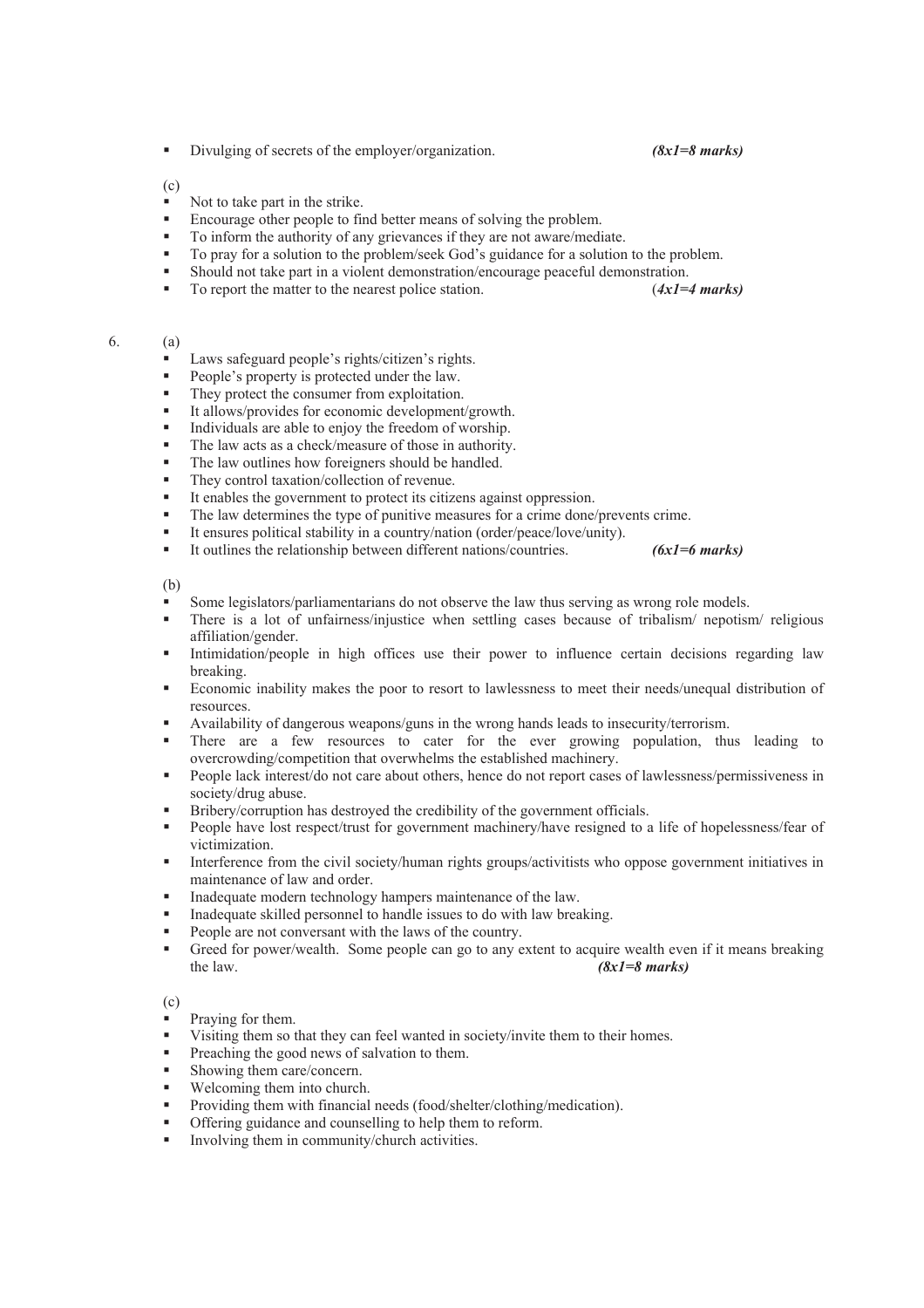- Divulging of secrets of the employer/organization. ***(8x1=8 marks)***

(c)

- Not to take part in the strike.
- Encourage other people to find better means of solving the problem.
- To inform the authority of any grievances if they are not aware/mediate.
- To pray for a solution to the problem/seek God's guidance for a solution to the problem.
- Should not take part in a violent demonstration/encourage peaceful demonstration.
- To report the matter to the nearest police station. ***(4x1=4 marks)***

6. (a)

- Laws safeguard people's rights/citizen's rights.
- People's property is protected under the law.
- They protect the consumer from exploitation.
- It allows/provides for economic development/growth.
- Individuals are able to enjoy the freedom of worship.
- The law acts as a check/measure of those in authority.
- The law outlines how foreigners should be handled.
- They control taxation/collection of revenue.
- It enables the government to protect its citizens against oppression.
- The law determines the type of punitive measures for a crime done/prevents crime.
- It ensures political stability in a country/nation (order/peace/love/unity).
- It outlines the relationship between different nations/countries. ***(6x1=6 marks)***

(b)

- Some legislators/parliamentarians do not observe the law thus serving as wrong role models.
- There is a lot of unfairness/injustice when settling cases because of tribalism/ nepotism/ religious affiliation/gender.
- Intimidation/people in high offices use their power to influence certain decisions regarding law breaking.
- Economic inability makes the poor to resort to lawlessness to meet their needs/unequal distribution of resources.
- Availability of dangerous weapons/guns in the wrong hands leads to insecurity/terrorism.
- There are a few resources to cater for the ever growing population, thus leading to overcrowding/competition that overwhelms the established machinery.
- People lack interest/do not care about others, hence do not report cases of lawlessness/permissiveness in society/drug abuse.
- Bribery/corruption has destroyed the credibility of the government officials.
- People have lost respect/trust for government machinery/have resigned to a life of hopelessness/fear of victimization.
- Interference from the civil society/human rights groups/activitists who oppose government initiatives in maintenance of law and order.
- Inadequate modern technology hampers maintenance of the law.
- Inadequate skilled personnel to handle issues to do with law breaking.
- People are not conversant with the laws of the country.
- Greed for power/wealth. Some people can go to any extent to acquire wealth even if it means breaking the law. ***(8x1=8 marks)***

(c)

- Praying for them.
- Visiting them so that they can feel wanted in society/invite them to their homes.
- Preaching the good news of salvation to them.
- Showing them care/concern.
- Welcoming them into church.
- Providing them with financial needs (food/shelter/clothing/medication).
- Offering guidance and counselling to help them to reform.
- Involving them in community/church activities.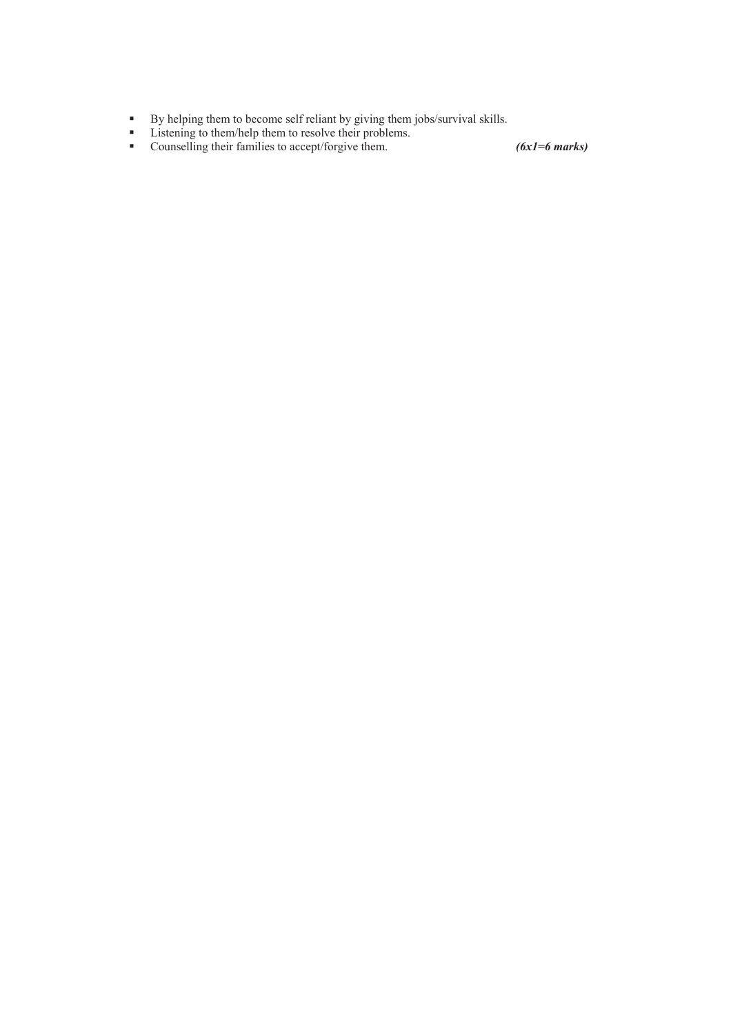- By helping them to become self reliant by giving them jobs/survival skills.
- Listening to them/help them to resolve their problems.
- Counselling their families to accept/forgive them. ***(6x1=6 marks)***